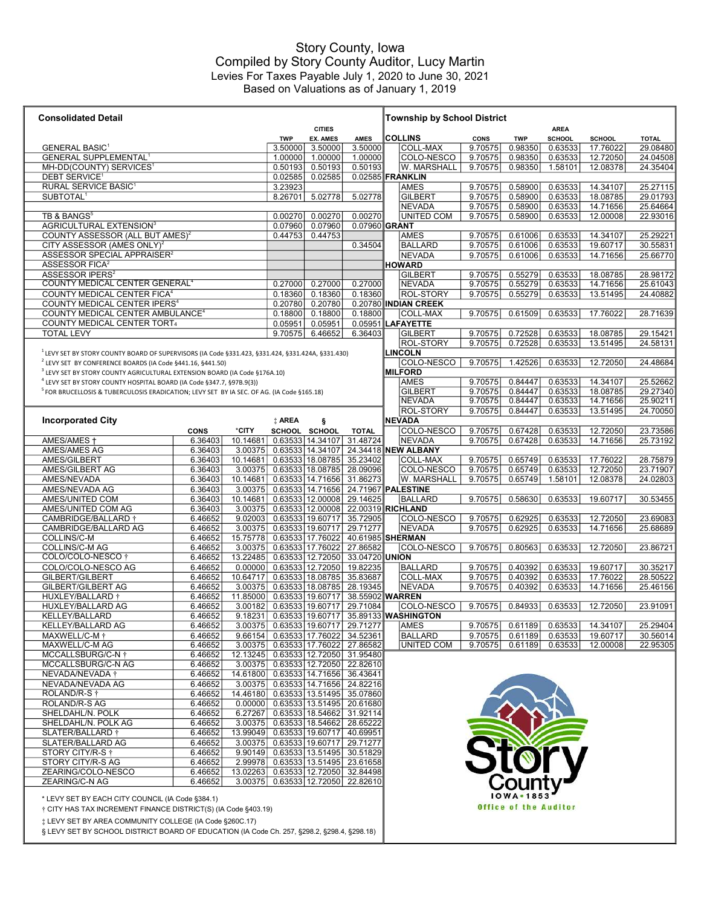# Story County, Iowa

Compiled by Story County Auditor, Lucy Martin

Levies For Taxes Payable July 1, 2020 to June 30, 2021

Based on Valuations as of January 1, 2019

## Consolidated Detail

| | TWP | CITIES EX. AMES | AMES |
|---|---|---|---|
| GENERAL BASIC[1] | 3.50000 | 3.50000 | 3.50000 |
| GENERAL SUPPLEMENTAL[1] | 1.00000 | 1.00000 | 1.00000 |
| MH-DD(COUNTY) SERVICES[1] | 0.50193 | 0.50193 | 0.50193 |
| DEBT SERVICE[1] | 0.02585 | 0.02585 | 0.02585 |
| RURAL SERVICE BASIC[1] | 3.23923 | | |
| SUBTOTAL[1] | 8.26701 | 5.02778 | 5.02778 |
| | | | |
| TB & BANGS[5] | 0.00270 | 0.00270 | 0.00270 |
| AGRICULTURAL EXTENSION[3] | 0.07960 | 0.07960 | 0.07960 |
| COUNTY ASSESSOR (ALL BUT AMES)[2] | 0.44753 | 0.44753 | |
| CITY ASSESSOR (AMES ONLY)[2] | | | 0.34504 |
| ASSESSOR SPECIAL APPRAISER[2] | | | |
| ASSESSOR FICA[2] | | | |
| ASSESSOR IPERS[2] | | | |
| COUNTY MEDICAL CENTER GENERAL[4] | 0.27000 | 0.27000 | 0.27000 |
| COUNTY MEDICAL CENTER FICA[4] | 0.18360 | 0.18360 | 0.18360 |
| COUNTY MEDICAL CENTER IPERS[4] | 0.20780 | 0.20780 | 0.20780 |
| COUNTY MEDICAL CENTER AMBULANCE[4] | 0.18800 | 0.18800 | 0.18800 |
| COUNTY MEDICAL CENTER TORT[4] | 0.05951 | 0.05951 | 0.05951 |
| TOTAL LEVY | 9.70575 | 6.46652 | 6.36403 |

[1] LEVY SET BY STORY COUNTY BOARD OF SUPERVISORS (IA Code §331.423, §331.424, §331.424A, §331.430)

[2] LEVY SET BY CONFERENCE BOARDS (IA Code §441.16, §441.50)

[3] LEVY SET BY STORY COUNTY AGRICULTURAL EXTENSION BOARD (IA Code §176A.10)

[4] LEVY SET BY STORY COUNTY HOSPITAL BOARD (IA Code §347.7, §97B.9(3))

[5] FOR BRUCELLOSIS & TUBERCULOSIS ERADICATION; LEVY SET BY IA SEC. OF AG. (IA Code §165.18)

## Incorporated City

| | CONS | *CITY | ‡ AREA SCHOOL | § SCHOOL | TOTAL |
|---|---|---|---|---|---|
| AMES/AMES † | 6.36403 | 10.14681 | 0.63533 | 14.34107 | 31.48724 |
| AMES/AMES AG | 6.36403 | 3.00375 | 0.63533 | 14.34107 | 24.34418 |
| AMES/GILBERT | 6.36403 | 10.14681 | 0.63533 | 18.08785 | 35.23402 |
| AMES/GILBERT AG | 6.36403 | 3.00375 | 0.63533 | 18.08785 | 28.09096 |
| AMES/NEVADA | 6.36403 | 10.14681 | 0.63533 | 14.71656 | 31.86273 |
| AMES/NEVADA AG | 6.36403 | 3.00375 | 0.63533 | 14.71656 | 24.71967 |
| AMES/UNITED COM | 6.36403 | 10.14681 | 0.63533 | 12.00008 | 29.14625 |
| AMES/UNITED COM AG | 6.36403 | 3.00375 | 0.63533 | 12.00008 | 22.00319 |
| CAMBRIDGE/BALLARD † | 6.46652 | 9.02003 | 0.63533 | 19.60717 | 35.72905 |
| CAMBRIDGE/BALLARD AG | 6.46652 | 3.00375 | 0.63533 | 19.60717 | 29.71277 |
| COLLINS/C-M | 6.46652 | 15.75778 | 0.63533 | 17.76022 | 40.61985 |
| COLLINS/C-M AG | 6.46652 | 3.00375 | 0.63533 | 17.76022 | 27.86582 |
| COLO/COLO-NESCO † | 6.46652 | 13.22485 | 0.63533 | 12.72050 | 33.04720 |
| COLO/COLO-NESCO AG | 6.46652 | 0.00000 | 0.63533 | 12.72050 | 19.82235 |
| GILBERT/GILBERT | 6.46652 | 10.64717 | 0.63533 | 18.08785 | 35.83687 |
| GILBERT/GILBERT AG | 6.46652 | 3.00375 | 0.63533 | 18.08785 | 28.19345 |
| HUXLEY/BALLARD † | 6.46652 | 11.85000 | 0.63533 | 19.60717 | 38.55902 |
| HUXLEY/BALLARD AG | 6.46652 | 3.00182 | 0.63533 | 19.60717 | 29.71084 |
| KELLEY/BALLARD | 6.46652 | 9.18231 | 0.63533 | 19.60717 | 35.89133 |
| KELLEY/BALLARD AG | 6.46652 | 3.00375 | 0.63533 | 19.60717 | 29.71277 |
| MAXWELL/C-M † | 6.46652 | 9.66154 | 0.63533 | 17.76022 | 34.52361 |
| MAXWELL/C-M AG | 6.46652 | 3.00375 | 0.63533 | 17.76022 | 27.86582 |
| MCCALLSBURG/C-N † | 6.46652 | 12.13245 | 0.63533 | 12.72050 | 31.95480 |
| MCCALLSBURG/C-N AG | 6.46652 | 3.00375 | 0.63533 | 12.72050 | 22.82610 |
| NEVADA/NEVADA † | 6.46652 | 14.61800 | 0.63533 | 14.71656 | 36.43641 |
| NEVADA/NEVADA AG | 6.46652 | 3.00375 | 0.63533 | 14.71656 | 24.82216 |
| ROLAND/R-S † | 6.46652 | 14.46180 | 0.63533 | 13.51495 | 35.07860 |
| ROLAND/R-S AG | 6.46652 | 0.00000 | 0.63533 | 13.51495 | 20.61680 |
| SHELDAHL/N. POLK | 6.46652 | 6.27267 | 0.63533 | 18.54662 | 31.92114 |
| SHELDAHL/N. POLK AG | 6.46652 | 3.00375 | 0.63533 | 18.54662 | 28.65222 |
| SLATER/BALLARD † | 6.46652 | 13.99049 | 0.63533 | 19.60717 | 40.69951 |
| SLATER/BALLARD AG | 6.46652 | 3.00375 | 0.63533 | 19.60717 | 29.71277 |
| STORY CITY/R-S † | 6.46652 | 9.90149 | 0.63533 | 13.51495 | 30.51829 |
| STORY CITY/R-S AG | 6.46652 | 2.99978 | 0.63533 | 13.51495 | 23.61658 |
| ZEARING/COLO-NESCO | 6.46652 | 13.02263 | 0.63533 | 12.72050 | 32.84498 |
| ZEARING/C-N AG | 6.46652 | 3.00375 | 0.63533 | 12.72050 | 22.82610 |

\* LEVY SET BY EACH CITY COUNCIL (IA Code §384.1)

† CITY HAS TAX INCREMENT FINANCE DISTRICT(S) (IA Code §403.19)

‡ LEVY SET BY AREA COMMUNITY COLLEGE (IA Code §260C.17)

§ LEVY SET BY SCHOOL DISTRICT BOARD OF EDUCATION (IA Code Ch. 257, §298.2, §298.4, §298.18)

## Township by School District

| | CONS | TWP | AREA SCHOOL | SCHOOL | TOTAL |
|---|---|---|---|---|---|
| **COLLINS** | | | | | |
| COLL-MAX | 9.70575 | 0.98350 | 0.63533 | 17.76022 | 29.08480 |
| COLO-NESCO | 9.70575 | 0.98350 | 0.63533 | 12.72050 | 24.04508 |
| W. MARSHALL | 9.70575 | 0.98350 | 1.58101 | 12.08378 | 24.35404 |
| **FRANKLIN** | | | | | |
| AMES | 9.70575 | 0.58900 | 0.63533 | 14.34107 | 25.27115 |
| GILBERT | 9.70575 | 0.58900 | 0.63533 | 18.08785 | 29.01793 |
| NEVADA | 9.70575 | 0.58900 | 0.63533 | 14.71656 | 25.64664 |
| UNITED COM | 9.70575 | 0.58900 | 0.63533 | 12.00008 | 22.93016 |
| **GRANT** | | | | | |
| AMES | 9.70575 | 0.61006 | 0.63533 | 14.34107 | 25.29221 |
| BALLARD | 9.70575 | 0.61006 | 0.63533 | 19.60717 | 30.55831 |
| NEVADA | 9.70575 | 0.61006 | 0.63533 | 14.71656 | 25.66770 |
| **HOWARD** | | | | | |
| GILBERT | 9.70575 | 0.55279 | 0.63533 | 18.08785 | 28.98172 |
| NEVADA | 9.70575 | 0.55279 | 0.63533 | 14.71656 | 25.61043 |
| ROL-STORY | 9.70575 | 0.55279 | 0.63533 | 13.51495 | 24.40882 |
| **INDIAN CREEK** | | | | | |
| COLL-MAX | 9.70575 | 0.61509 | 0.63533 | 17.76022 | 28.71639 |
| **LAFAYETTE** | | | | | |
| GILBERT | 9.70575 | 0.72528 | 0.63533 | 18.08785 | 29.15421 |
| ROL-STORY | 9.70575 | 0.72528 | 0.63533 | 13.51495 | 24.58131 |
| **LINCOLN** | | | | | |
| COLO-NESCO | 9.70575 | 1.42526 | 0.63533 | 12.72050 | 24.48684 |
| **MILFORD** | | | | | |
| AMES | 9.70575 | 0.84447 | 0.63533 | 14.34107 | 25.52662 |
| GILBERT | 9.70575 | 0.84447 | 0.63533 | 18.08785 | 29.27340 |
| NEVADA | 9.70575 | 0.84447 | 0.63533 | 14.71656 | 25.90211 |
| ROL-STORY | 9.70575 | 0.84447 | 0.63533 | 13.51495 | 24.70050 |
| **NEVADA** | | | | | |
| COLO-NESCO | 9.70575 | 0.67428 | 0.63533 | 12.72050 | 23.73586 |
| NEVADA | 9.70575 | 0.67428 | 0.63533 | 14.71656 | 25.73192 |
| **NEW ALBANY** | | | | | |
| COLL-MAX | 9.70575 | 0.65749 | 0.63533 | 17.76022 | 28.75879 |
| COLO-NESCO | 9.70575 | 0.65749 | 0.63533 | 12.72050 | 23.71907 |
| W. MARSHALL | 9.70575 | 0.65749 | 1.58101 | 12.08378 | 24.02803 |
| **PALESTINE** | | | | | |
| BALLARD | 9.70575 | 0.58630 | 0.63533 | 19.60717 | 30.53455 |
| **RICHLAND** | | | | | |
| COLO-NESCO | 9.70575 | 0.62925 | 0.63533 | 12.72050 | 23.69083 |
| NEVADA | 9.70575 | 0.62925 | 0.63533 | 14.71656 | 25.68689 |
| **SHERMAN** | | | | | |
| COLO-NESCO | 9.70575 | 0.80563 | 0.63533 | 12.72050 | 23.86721 |
| **UNION** | | | | | |
| BALLARD | 9.70575 | 0.40392 | 0.63533 | 19.60717 | 30.35217 |
| COLL-MAX | 9.70575 | 0.40392 | 0.63533 | 17.76022 | 28.50522 |
| NEVADA | 9.70575 | 0.40392 | 0.63533 | 14.71656 | 25.46156 |
| **WARREN** | | | | | |
| COLO-NESCO | 9.70575 | 0.84933 | 0.63533 | 12.72050 | 23.91091 |
| **WASHINGTON** | | | | | |
| AMES | 9.70575 | 0.61189 | 0.63533 | 14.34107 | 25.29404 |
| BALLARD | 9.70575 | 0.61189 | 0.63533 | 19.60717 | 30.56014 |
| UNITED COM | 9.70575 | 0.61189 | 0.63533 | 12.00008 | 22.95305 |

Story County IOWA • 1853 Office of the Auditor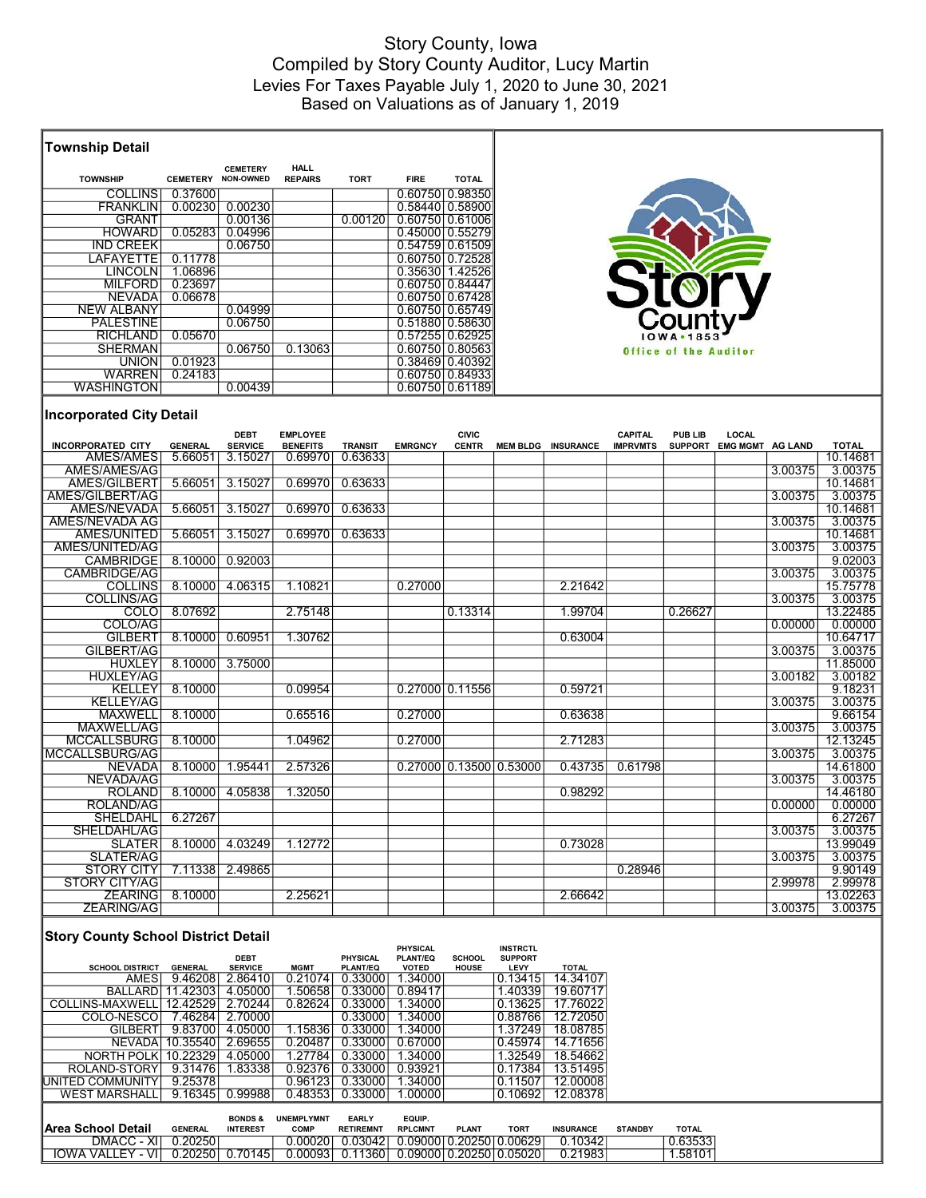# Story County, Iowa
## Compiled by Story County Auditor, Lucy Martin
## Levies For Taxes Payable July 1, 2020 to June 30, 2021
## Based on Valuations as of January 1, 2019

### Township Detail

| TOWNSHIP | CEMETERY | CEMETERY NON-OWNED | HALL REPAIRS | TORT | FIRE | TOTAL |
|---|---|---|---|---|---|---|
| COLLINS | 0.37600 | | | | 0.60750 | 0.98350 |
| FRANKLIN | 0.00230 | 0.00230 | | | 0.58440 | 0.58900 |
| GRANT | | 0.00136 | | 0.00120 | 0.60750 | 0.61006 |
| HOWARD | 0.05283 | 0.04996 | | | 0.45000 | 0.55279 |
| IND CREEK | | 0.06750 | | | 0.54759 | 0.61509 |
| LAFAYETTE | 0.11778 | | | | 0.60750 | 0.72528 |
| LINCOLN | 1.06896 | | | | 0.35630 | 1.42526 |
| MILFORD | 0.23697 | | | | 0.60750 | 0.84447 |
| NEVADA | 0.06678 | | | | 0.60750 | 0.67428 |
| NEW ALBANY | | 0.04999 | | | 0.60750 | 0.65749 |
| PALESTINE | | 0.06750 | | | 0.51880 | 0.58630 |
| RICHLAND | 0.05670 | | | | 0.57255 | 0.62925 |
| SHERMAN | | 0.06750 | 0.13063 | | 0.60750 | 0.80563 |
| UNION | 0.01923 | | | | 0.38469 | 0.40392 |
| WARREN | 0.24183 | | | | 0.60750 | 0.84933 |
| WASHINGTON | | 0.00439 | | | 0.60750 | 0.61189 |

Story County
IOWA • 1853
Office of the Auditor

### Incorporated City Detail

| INCORPORATED CITY | GENERAL | DEBT SERVICE | EMPLOYEE BENEFITS | TRANSIT | EMRGNCY | CIVIC CENTR | MEM BLDG | INSURANCE | CAPITAL IMPRVMTS | PUB LIB SUPPORT | LOCAL EMG MGMT | AG LAND | TOTAL |
|---|---|---|---|---|---|---|---|---|---|---|---|---|---|
| AMES/AMES | 5.66051 | 3.15027 | 0.69970 | 0.63633 | | | | | | | | | 10.14681 |
| AMES/AMES/AG | | | | | | | | | | | | 3.00375 | 3.00375 |
| AMES/GILBERT | 5.66051 | 3.15027 | 0.69970 | 0.63633 | | | | | | | | | 10.14681 |
| AMES/GILBERT/AG | | | | | | | | | | | | 3.00375 | 3.00375 |
| AMES/NEVADA | 5.66051 | 3.15027 | 0.69970 | 0.63633 | | | | | | | | | 10.14681 |
| AMES/NEVADA AG | | | | | | | | | | | | 3.00375 | 3.00375 |
| AMES/UNITED | 5.66051 | 3.15027 | 0.69970 | 0.63633 | | | | | | | | | 10.14681 |
| AMES/UNITED/AG | | | | | | | | | | | | 3.00375 | 3.00375 |
| CAMBRIDGE | 8.10000 | 0.92003 | | | | | | | | | | | 9.02003 |
| CAMBRIDGE/AG | | | | | | | | | | | | 3.00375 | 3.00375 |
| COLLINS | 8.10000 | 4.06315 | 1.10821 | | 0.27000 | | | 2.21642 | | | | | 15.75778 |
| COLLINS/AG | | | | | | | | | | | | 3.00375 | 3.00375 |
| COLO | 8.07692 | | 2.75148 | | | 0.13314 | | 1.99704 | | 0.26627 | | | 13.22485 |
| COLO/AG | | | | | | | | | | | | 0.00000 | 0.00000 |
| GILBERT | 8.10000 | 0.60951 | 1.30762 | | | | | 0.63004 | | | | | 10.64717 |
| GILBERT/AG | | | | | | | | | | | | 3.00375 | 3.00375 |
| HUXLEY | 8.10000 | 3.75000 | | | | | | | | | | | 11.85000 |
| HUXLEY/AG | | | | | | | | | | | | 3.00182 | 3.00182 |
| KELLEY | 8.10000 | | 0.09954 | | 0.27000 | 0.11556 | | 0.59721 | | | | | 9.18231 |
| KELLEY/AG | | | | | | | | | | | | 3.00375 | 3.00375 |
| MAXWELL | 8.10000 | | 0.65516 | | 0.27000 | | | 0.63638 | | | | | 9.66154 |
| MAXWELL/AG | | | | | | | | | | | | 3.00375 | 3.00375 |
| MCCALLSBURG | 8.10000 | | 1.04962 | | 0.27000 | | | 2.71283 | | | | | 12.13245 |
| MCCALLSBURG/AG | | | | | | | | | | | | 3.00375 | 3.00375 |
| NEVADA | 8.10000 | 1.95441 | 2.57326 | | 0.27000 | 0.13500 | 0.53000 | 0.43735 | 0.61798 | | | | 14.61800 |
| NEVADA/AG | | | | | | | | | | | | 3.00375 | 3.00375 |
| ROLAND | 8.10000 | 4.05838 | 1.32050 | | | | | 0.98292 | | | | | 14.46180 |
| ROLAND/AG | | | | | | | | | | | | 0.00000 | 0.00000 |
| SHELDAHL | 6.27267 | | | | | | | | | | | | 6.27267 |
| SHELDAHL/AG | | | | | | | | | | | | 3.00375 | 3.00375 |
| SLATER | 8.10000 | 4.03249 | 1.12772 | | | | | 0.73028 | | | | | 13.99049 |
| SLATER/AG | | | | | | | | | | | | 3.00375 | 3.00375 |
| STORY CITY | 7.11338 | 2.49865 | | | | | | | 0.28946 | | | | 9.90149 |
| STORY CITY/AG | | | | | | | | | | | | 2.99978 | 2.99978 |
| ZEARING | 8.10000 | | 2.25621 | | | | | 2.66642 | | | | | 13.02263 |
| ZEARING/AG | | | | | | | | | | | | 3.00375 | 3.00375 |

### Story County School District Detail

| SCHOOL DISTRICT | GENERAL | DEBT SERVICE | MGMT | PHYSICAL PLANT/EQ | PHYSICAL PLANT/EQ VOTED | SCHOOL HOUSE | INSTRCTL SUPPORT LEVY | TOTAL |
|---|---|---|---|---|---|---|---|---|
| AMES | 9.46208 | 2.86410 | 0.21074 | 0.33000 | 1.34000 | | 0.13415 | 14.34107 |
| BALLARD | 11.42303 | 4.05000 | 1.50658 | 0.33000 | 0.89417 | | 1.40339 | 19.60717 |
| COLLINS-MAXWELL | 12.42529 | 2.70244 | 0.82624 | 0.33000 | 1.34000 | | 0.13625 | 17.76022 |
| COLO-NESCO | 7.46284 | 2.70000 | | 0.33000 | 1.34000 | | 0.88766 | 12.72050 |
| GILBERT | 9.83700 | 4.05000 | 1.15836 | 0.33000 | 1.34000 | | 1.37249 | 18.08785 |
| NEVADA | 10.35540 | 2.69655 | 0.20487 | 0.33000 | 0.67000 | | 0.45974 | 14.71656 |
| NORTH POLK | 10.22329 | 4.05000 | 1.27784 | 0.33000 | 1.34000 | | 1.32549 | 18.54662 |
| ROLAND-STORY | 9.31476 | 1.83338 | 0.92376 | 0.33000 | 0.93921 | | 0.17384 | 13.51495 |
| UNITED COMMUNITY | 9.25378 | | 0.96123 | 0.33000 | 1.34000 | | 0.11507 | 12.00008 |
| WEST MARSHALL | 9.16345 | 0.99988 | 0.48353 | 0.33000 | 1.00000 | | 0.10692 | 12.08378 |

### Area School Detail

| Area School Detail | GENERAL | BONDS & INTEREST | UNEMPLYMNT COMP | EARLY RETIREMENT | EQUIP. RPLCMNT | PLANT | TORT | INSURANCE | STANDBY | TOTAL |
|---|---|---|---|---|---|---|---|---|---|---|
| DMACC - XI | 0.20250 | | 0.00020 | 0.03042 | 0.09000 | 0.20250 | 0.00629 | 0.10342 | | 0.63533 |
| IOWA VALLEY - VI | 0.20250 | 0.70145 | 0.00093 | 0.11360 | 0.09000 | 0.20250 | 0.05020 | 0.21983 | | 1.58101 |